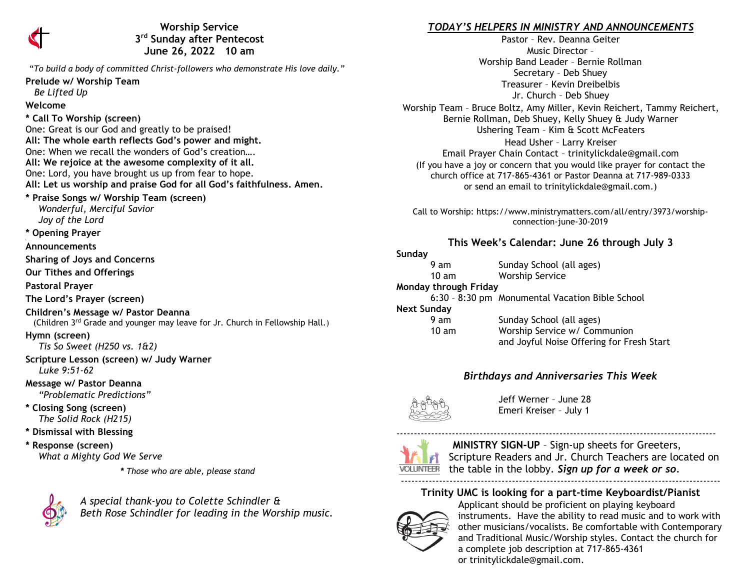# Worship Service
## 3rd Sunday after Pentecost
## June 26, 2022   10 am

*"To build a body of committed Christ-followers who demonstrate His love daily."*

**Prelude w/ Worship Team**
*Be Lifted Up*

**Welcome**

**\* Call To Worship (screen)**
One: Great is our God and greatly to be praised!
**All: The whole earth reflects God's power and might.**
One: When we recall the wonders of God's creation….
**All: We rejoice at the awesome complexity of it all.**
One: Lord, you have brought us up from fear to hope.
**All: Let us worship and praise God for all God's faithfulness. Amen.**

**\* Praise Songs w/ Worship Team (screen)**
*Wonderful, Merciful Savior*
*Joy of the Lord*

**\* Opening Prayer**

**Announcements**

**Sharing of Joys and Concerns**

**Our Tithes and Offerings**

**Pastoral Prayer**

**The Lord's Prayer (screen)**

**Children's Message w/ Pastor Deanna**
(Children 3rd Grade and younger may leave for Jr. Church in Fellowship Hall.)

**Hymn (screen)**
*Tis So Sweet (H250 vs. 1&2)*

**Scripture Lesson (screen) w/ Judy Warner**
*Luke 9:51-62*

**Message w/ Pastor Deanna**
*"Problematic Predictions"*

**\* Closing Song (screen)**
*The Solid Rock (H215)*

**\* Dismissal with Blessing**

**\* Response (screen)**
*What a Mighty God We Serve*

*\* Those who are able, please stand*

*A special thank-you to Colette Schindler & Beth Rose Schindler for leading in the Worship music.*

## *TODAY'S HELPERS IN MINISTRY AND ANNOUNCEMENTS*

Pastor – Rev. Deanna Geiter
Music Director –
Worship Band Leader – Bernie Rollman
Secretary – Deb Shuey
Treasurer – Kevin Dreibelbis
Jr. Church – Deb Shuey
Worship Team – Bruce Boltz, Amy Miller, Kevin Reichert, Tammy Reichert, Bernie Rollman, Deb Shuey, Kelly Shuey & Judy Warner
Ushering Team – Kim & Scott McFeaters
Head Usher – Larry Kreiser
Email Prayer Chain Contact – trinitylickdale@gmail.com
(If you have a joy or concern that you would like prayer for contact the church office at 717-865-4361 or Pastor Deanna at 717-989-0333 or send an email to trinitylickdale@gmail.com.)

Call to Worship: https://www.ministrymatters.com/all/entry/3973/worship-connection-june-30-2019

## This Week's Calendar: June 26 through July 3

**Sunday**
9 am — Sunday School (all ages)
10 am — Worship Service

**Monday through Friday**
6:30 – 8:30 pm — Monumental Vacation Bible School

**Next Sunday**
9 am — Sunday School (all ages)
10 am — Worship Service w/ Communion and Joyful Noise Offering for Fresh Start

## *Birthdays and Anniversaries This Week*

Jeff Werner – June 28
Emeri Kreiser – July 1

---

**MINISTRY SIGN-UP** – Sign-up sheets for Greeters, Scripture Readers and Jr. Church Teachers are located on the table in the lobby. ***Sign up for a week or so.***

---

**Trinity UMC is looking for a part-time Keyboardist/Pianist**

Applicant should be proficient on playing keyboard instruments. Have the ability to read music and to work with other musicians/vocalists. Be comfortable with Contemporary and Traditional Music/Worship styles. Contact the church for a complete job description at 717-865-4361 or trinitylickdale@gmail.com.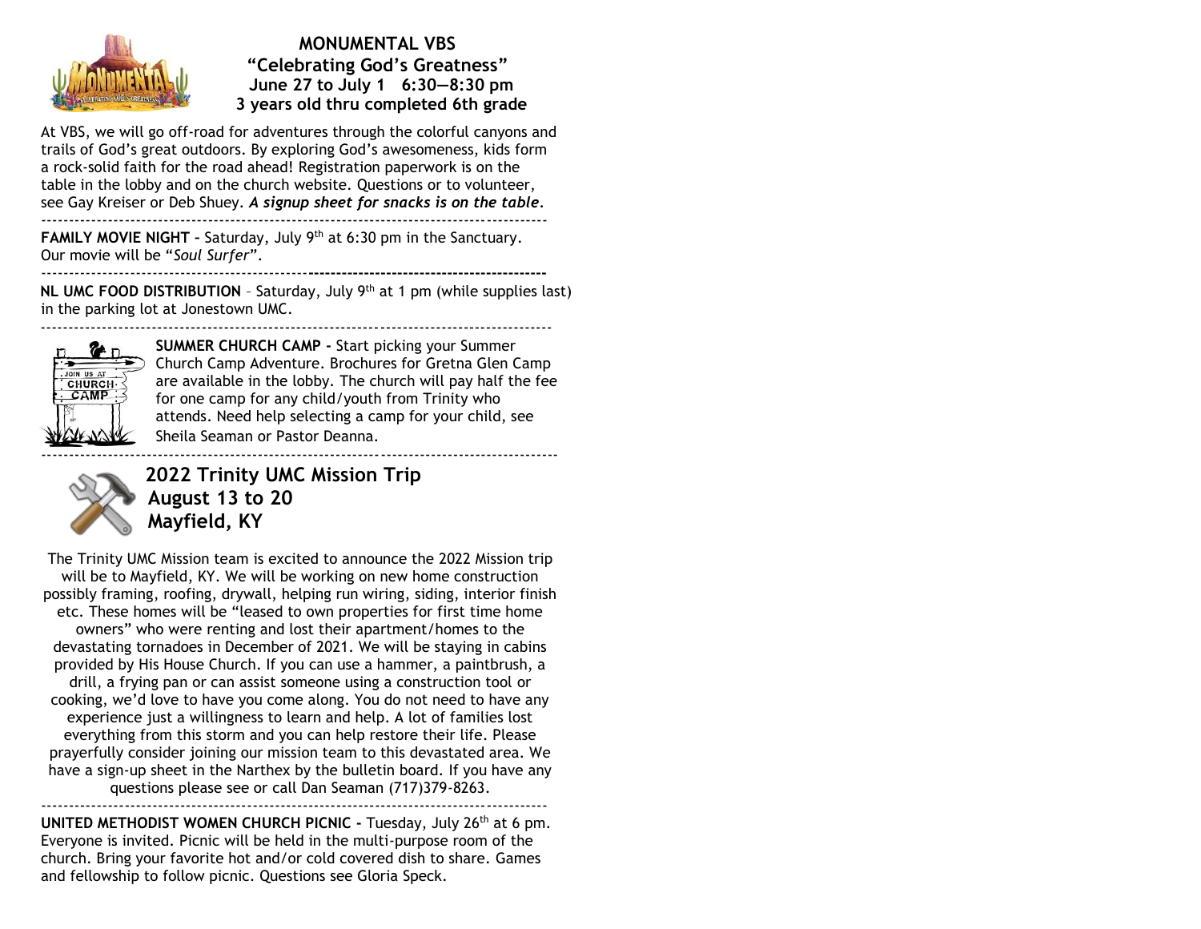## MONUMENTAL VBS

**"Celebrating God's Greatness"**
**June 27 to July 1 6:30—8:30 pm**
**3 years old thru completed 6th grade**

At VBS, we will go off-road for adventures through the colorful canyons and trails of God's great outdoors. By exploring God's awesomeness, kids form a rock-solid faith for the road ahead! Registration paperwork is on the table in the lobby and on the church website. Questions or to volunteer, see Gay Kreiser or Deb Shuey. ***A signup sheet for snacks is on the table.***

---

**FAMILY MOVIE NIGHT –** Saturday, July 9th at 6:30 pm in the Sanctuary. Our movie will be "*Soul Surfer*".

---

**NL UMC FOOD DISTRIBUTION** – Saturday, July 9th at 1 pm (while supplies last) in the parking lot at Jonestown UMC.

---

**SUMMER CHURCH CAMP -** Start picking your Summer Church Camp Adventure. Brochures for Gretna Glen Camp are available in the lobby. The church will pay half the fee for one camp for any child/youth from Trinity who attends. Need help selecting a camp for your child, see Sheila Seaman or Pastor Deanna.

---

## 2022 Trinity UMC Mission Trip
**August 13 to 20**
**Mayfield, KY**

The Trinity UMC Mission team is excited to announce the 2022 Mission trip will be to Mayfield, KY. We will be working on new home construction possibly framing, roofing, drywall, helping run wiring, siding, interior finish etc. These homes will be "leased to own properties for first time home owners" who were renting and lost their apartment/homes to the devastating tornadoes in December of 2021. We will be staying in cabins provided by His House Church. If you can use a hammer, a paintbrush, a drill, a frying pan or can assist someone using a construction tool or cooking, we'd love to have you come along. You do not need to have any experience just a willingness to learn and help. A lot of families lost everything from this storm and you can help restore their life. Please prayerfully consider joining our mission team to this devastated area. We have a sign-up sheet in the Narthex by the bulletin board. If you have any questions please see or call Dan Seaman (717)379-8263.

---

**UNITED METHODIST WOMEN CHURCH PICNIC -** Tuesday, July 26th at 6 pm. Everyone is invited. Picnic will be held in the multi-purpose room of the church. Bring your favorite hot and/or cold covered dish to share. Games and fellowship to follow picnic. Questions see Gloria Speck.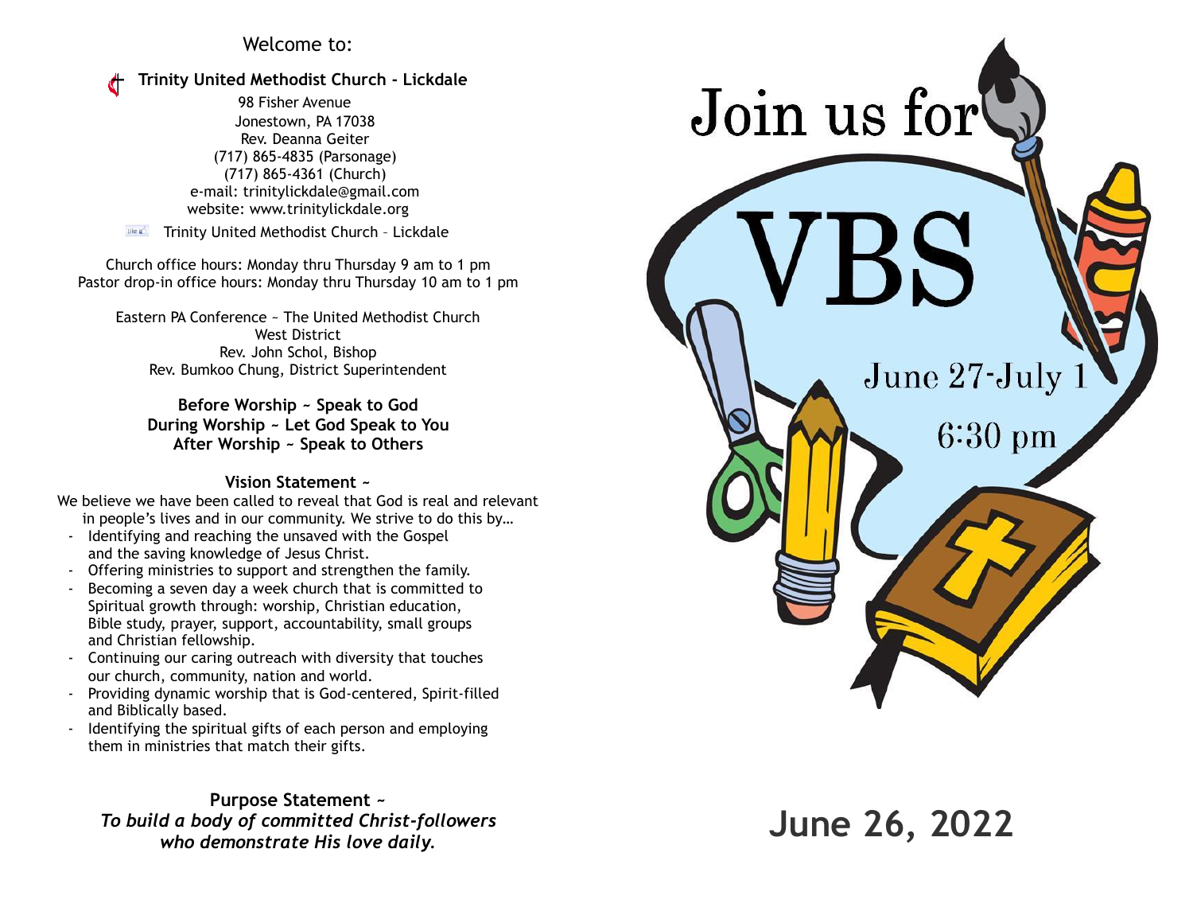Welcome to:

**Trinity United Methodist Church - Lickdale**

98 Fisher Avenue
Jonestown, PA 17038
Rev. Deanna Geiter
(717) 865-4835 (Parsonage)
(717) 865-4361 (Church)
e-mail: trinitylickdale@gmail.com
website: www.trinitylickdale.org

Trinity United Methodist Church – Lickdale

Church office hours: Monday thru Thursday 9 am to 1 pm
Pastor drop-in office hours: Monday thru Thursday 10 am to 1 pm

Eastern PA Conference ~ The United Methodist Church
West District
Rev. John Schol, Bishop
Rev. Bumkoo Chung, District Superintendent

**Before Worship ~ Speak to God**
**During Worship ~ Let God Speak to You**
**After Worship ~ Speak to Others**

**Vision Statement ~**

We believe we have been called to reveal that God is real and relevant in people's lives and in our community. We strive to do this by…

- Identifying and reaching the unsaved with the Gospel and the saving knowledge of Jesus Christ.
- Offering ministries to support and strengthen the family.
- Becoming a seven day a week church that is committed to Spiritual growth through: worship, Christian education, Bible study, prayer, support, accountability, small groups and Christian fellowship.
- Continuing our caring outreach with diversity that touches our church, community, nation and world.
- Providing dynamic worship that is God-centered, Spirit-filled and Biblically based.
- Identifying the spiritual gifts of each person and employing them in ministries that match their gifts.

**Purpose Statement ~**
***To build a body of committed Christ-followers who demonstrate His love daily.***

Join us for

VBS

June 27-July 1

6:30 pm

**June 26, 2022**